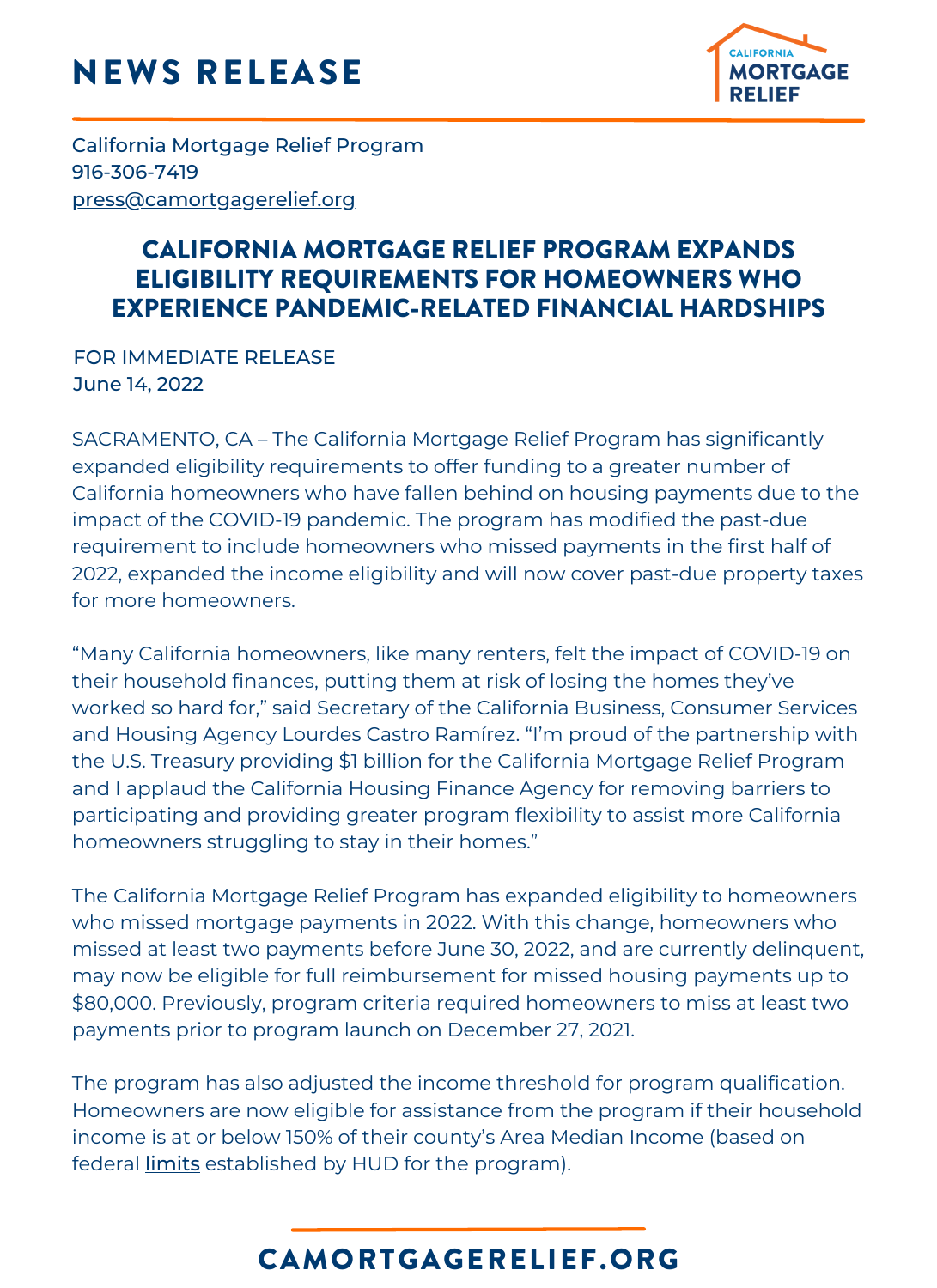# NEWS RELEASE

California Mortgage Relief Program
916-306-7419
press@camortgagerelief.org

## CALIFORNIA MORTGAGE RELIEF PROGRAM EXPANDS ELIGIBILITY REQUIREMENTS FOR HOMEOWNERS WHO EXPERIENCE PANDEMIC-RELATED FINANCIAL HARDSHIPS

FOR IMMEDIATE RELEASE
June 14, 2022

SACRAMENTO, CA – The California Mortgage Relief Program has significantly expanded eligibility requirements to offer funding to a greater number of California homeowners who have fallen behind on housing payments due to the impact of the COVID-19 pandemic. The program has modified the past-due requirement to include homeowners who missed payments in the first half of 2022, expanded the income eligibility and will now cover past-due property taxes for more homeowners.

"Many California homeowners, like many renters, felt the impact of COVID-19 on their household finances, putting them at risk of losing the homes they've worked so hard for," said Secretary of the California Business, Consumer Services and Housing Agency Lourdes Castro Ramírez. "I'm proud of the partnership with the U.S. Treasury providing $1 billion for the California Mortgage Relief Program and I applaud the California Housing Finance Agency for removing barriers to participating and providing greater program flexibility to assist more California homeowners struggling to stay in their homes."

The California Mortgage Relief Program has expanded eligibility to homeowners who missed mortgage payments in 2022. With this change, homeowners who missed at least two payments before June 30, 2022, and are currently delinquent, may now be eligible for full reimbursement for missed housing payments up to $80,000. Previously, program criteria required homeowners to miss at least two payments prior to program launch on December 27, 2021.

The program has also adjusted the income threshold for program qualification. Homeowners are now eligible for assistance from the program if their household income is at or below 150% of their county's Area Median Income (based on federal limits established by HUD for the program).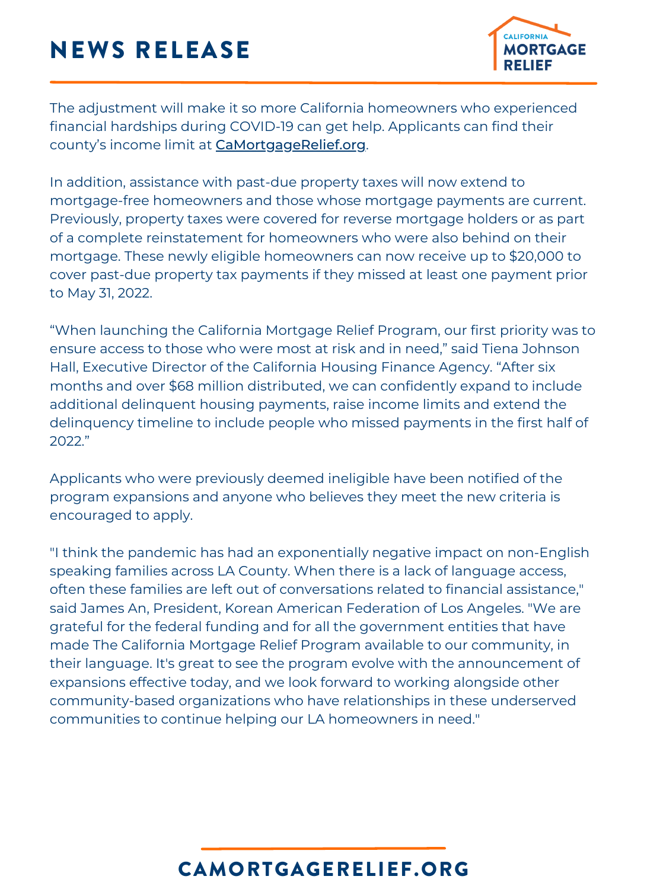# NEWS RELEASE

The adjustment will make it so more California homeowners who experienced financial hardships during COVID-19 can get help. Applicants can find their county's income limit at [CaMortgageRelief.org](https://CaMortgageRelief.org).

In addition, assistance with past-due property taxes will now extend to mortgage-free homeowners and those whose mortgage payments are current. Previously, property taxes were covered for reverse mortgage holders or as part of a complete reinstatement for homeowners who were also behind on their mortgage. These newly eligible homeowners can now receive up to $20,000 to cover past-due property tax payments if they missed at least one payment prior to May 31, 2022.

"When launching the California Mortgage Relief Program, our first priority was to ensure access to those who were most at risk and in need," said Tiena Johnson Hall, Executive Director of the California Housing Finance Agency. "After six months and over $68 million distributed, we can confidently expand to include additional delinquent housing payments, raise income limits and extend the delinquency timeline to include people who missed payments in the first half of 2022."

Applicants who were previously deemed ineligible have been notified of the program expansions and anyone who believes they meet the new criteria is encouraged to apply.

"I think the pandemic has had an exponentially negative impact on non-English speaking families across LA County. When there is a lack of language access, often these families are left out of conversations related to financial assistance," said James An, President, Korean American Federation of Los Angeles. "We are grateful for the federal funding and for all the government entities that have made The California Mortgage Relief Program available to our community, in their language. It's great to see the program evolve with the announcement of expansions effective today, and we look forward to working alongside other community-based organizations who have relationships in these underserved communities to continue helping our LA homeowners in need."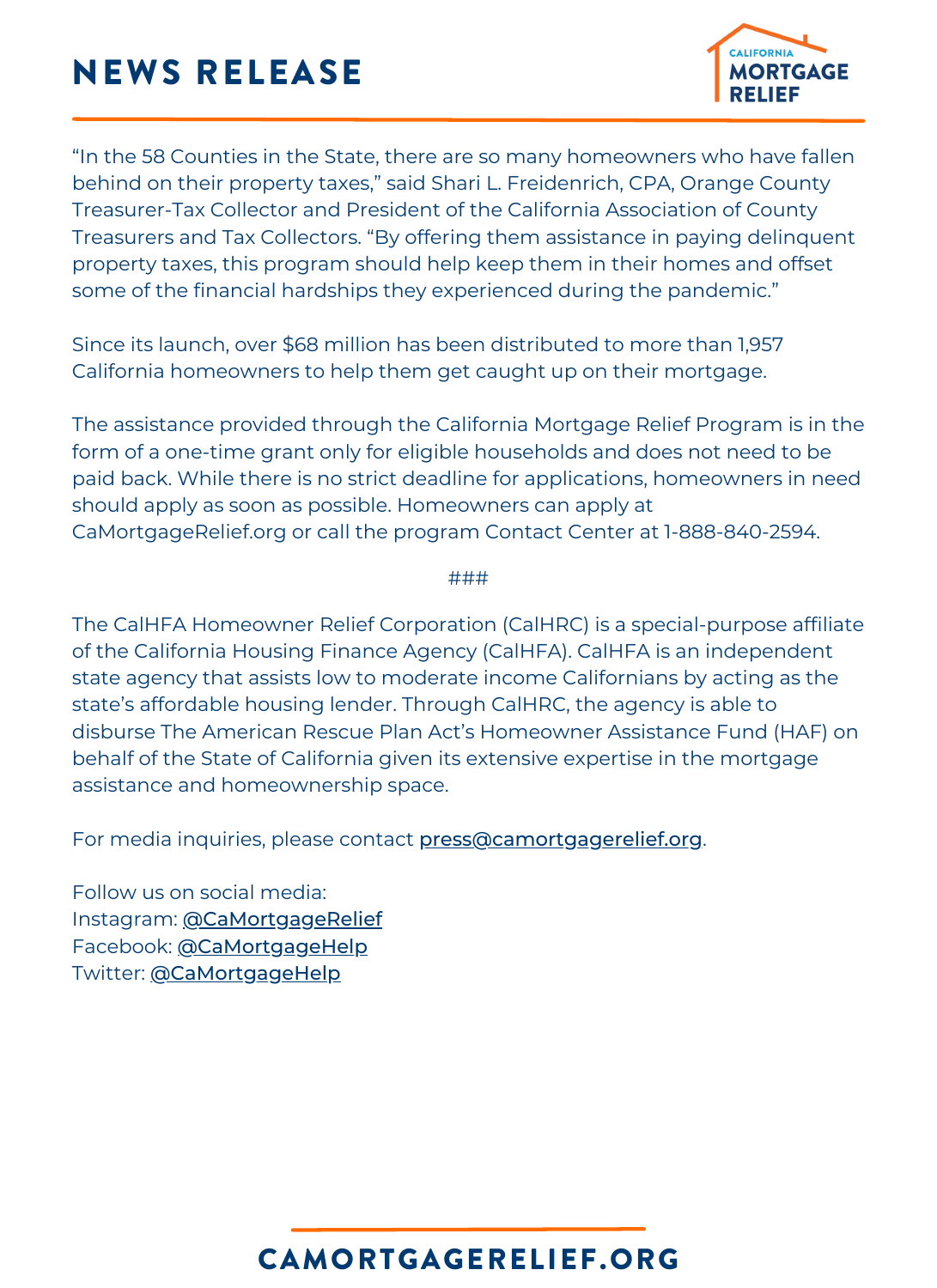# NEWS RELEASE

"In the 58 Counties in the State, there are so many homeowners who have fallen behind on their property taxes," said Shari L. Freidenrich, CPA, Orange County Treasurer-Tax Collector and President of the California Association of County Treasurers and Tax Collectors. "By offering them assistance in paying delinquent property taxes, this program should help keep them in their homes and offset some of the financial hardships they experienced during the pandemic."

Since its launch, over $68 million has been distributed to more than 1,957 California homeowners to help them get caught up on their mortgage.

The assistance provided through the California Mortgage Relief Program is in the form of a one-time grant only for eligible households and does not need to be paid back. While there is no strict deadline for applications, homeowners in need should apply as soon as possible. Homeowners can apply at CaMortgageRelief.org or call the program Contact Center at 1-888-840-2594.

###

The CalHFA Homeowner Relief Corporation (CalHRC) is a special-purpose affiliate of the California Housing Finance Agency (CalHFA). CalHFA is an independent state agency that assists low to moderate income Californians by acting as the state's affordable housing lender. Through CalHRC, the agency is able to disburse The American Rescue Plan Act's Homeowner Assistance Fund (HAF) on behalf of the State of California given its extensive expertise in the mortgage assistance and homeownership space.

For media inquiries, please contact press@camortgagerelief.org.

Follow us on social media:
Instagram: @CaMortgageRelief
Facebook: @CaMortgageHelp
Twitter: @CaMortgageHelp